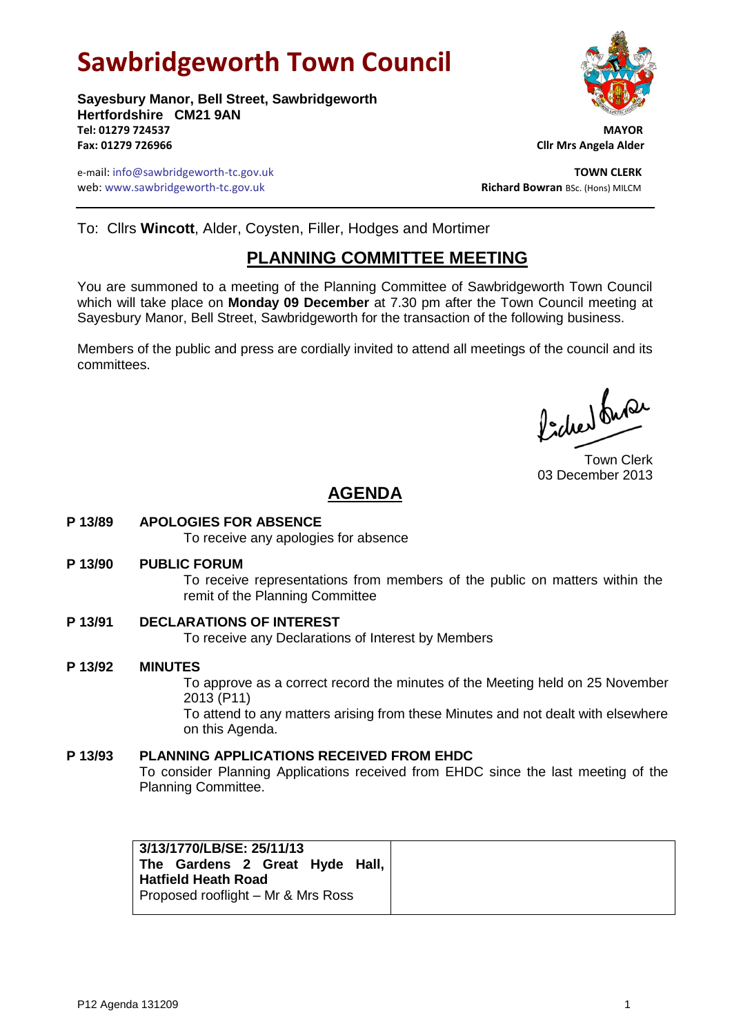# Sawbridgeworth Town Council

**Sayesbury Manor, Bell Street, Sawbridgeworth**
**Hertfordshire CM21 9AN**
**Tel: 01279 724537**
**Fax: 01279 726966**

**MAYOR**
**Cllr Mrs Angela Alder**

e-mail: info@sawbridgeworth-tc.gov.uk
web: www.sawbridgeworth-tc.gov.uk

**TOWN CLERK**
**Richard Bowran** BSc. (Hons) MILCM

To: Cllrs **Wincott**, Alder, Coysten, Filler, Hodges and Mortimer

## PLANNING COMMITTEE MEETING

You are summoned to a meeting of the Planning Committee of Sawbridgeworth Town Council which will take place on **Monday 09 December** at 7.30 pm after the Town Council meeting at Sayesbury Manor, Bell Street, Sawbridgeworth for the transaction of the following business.

Members of the public and press are cordially invited to attend all meetings of the council and its committees.

Town Clerk
03 December 2013

## AGENDA

**P 13/89 APOLOGIES FOR ABSENCE**

To receive any apologies for absence

**P 13/90 PUBLIC FORUM**

To receive representations from members of the public on matters within the remit of the Planning Committee

**P 13/91 DECLARATIONS OF INTEREST**

To receive any Declarations of Interest by Members

**P 13/92 MINUTES**

To approve as a correct record the minutes of the Meeting held on 25 November 2013 (P11)

To attend to any matters arising from these Minutes and not dealt with elsewhere on this Agenda.

**P 13/93 PLANNING APPLICATIONS RECEIVED FROM EHDC**

To consider Planning Applications received from EHDC since the last meeting of the Planning Committee.

| | |
|---|---|
| **3/13/1770/LB/SE: 25/11/13**<br>**The Gardens 2 Great Hyde Hall, Hatfield Heath Road**<br>Proposed rooflight – Mr & Mrs Ross | |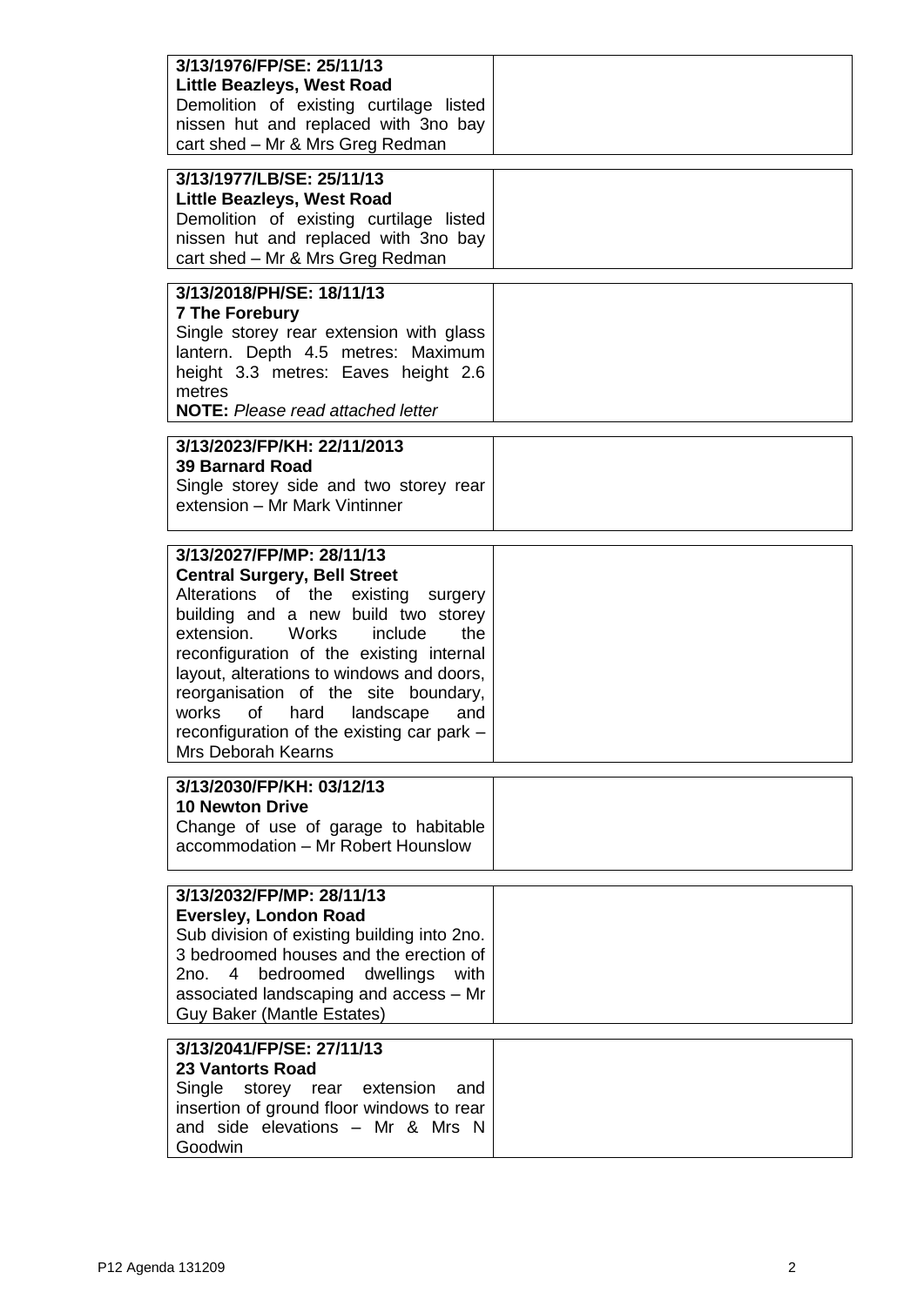| | |
|---|---|
| **3/13/1976/FP/SE: 25/11/13**<br>**Little Beazleys, West Road**<br>Demolition of existing curtilage listed nissen hut and replaced with 3no bay cart shed – Mr & Mrs Greg Redman | |
| **3/13/1977/LB/SE: 25/11/13**<br>**Little Beazleys, West Road**<br>Demolition of existing curtilage listed nissen hut and replaced with 3no bay cart shed – Mr & Mrs Greg Redman | |
| **3/13/2018/PH/SE: 18/11/13**<br>**7 The Forebury**<br>Single storey rear extension with glass lantern. Depth 4.5 metres: Maximum height 3.3 metres: Eaves height 2.6 metres<br>**NOTE:** *Please read attached letter* | |
| **3/13/2023/FP/KH: 22/11/2013**<br>**39 Barnard Road**<br>Single storey side and two storey rear extension – Mr Mark Vintinner | |
| **3/13/2027/FP/MP: 28/11/13**<br>**Central Surgery, Bell Street**<br>Alterations of the existing surgery building and a new build two storey extension. Works include the reconfiguration of the existing internal layout, alterations to windows and doors, reorganisation of the site boundary, works of hard landscape and reconfiguration of the existing car park – Mrs Deborah Kearns | |
| **3/13/2030/FP/KH: 03/12/13**<br>**10 Newton Drive**<br>Change of use of garage to habitable accommodation – Mr Robert Hounslow | |
| **3/13/2032/FP/MP: 28/11/13**<br>**Eversley, London Road**<br>Sub division of existing building into 2no. 3 bedroomed houses and the erection of 2no. 4 bedroomed dwellings with associated landscaping and access – Mr Guy Baker (Mantle Estates) | |
| **3/13/2041/FP/SE: 27/11/13**<br>**23 Vantorts Road**<br>Single storey rear extension and insertion of ground floor windows to rear and side elevations – Mr & Mrs N Goodwin | |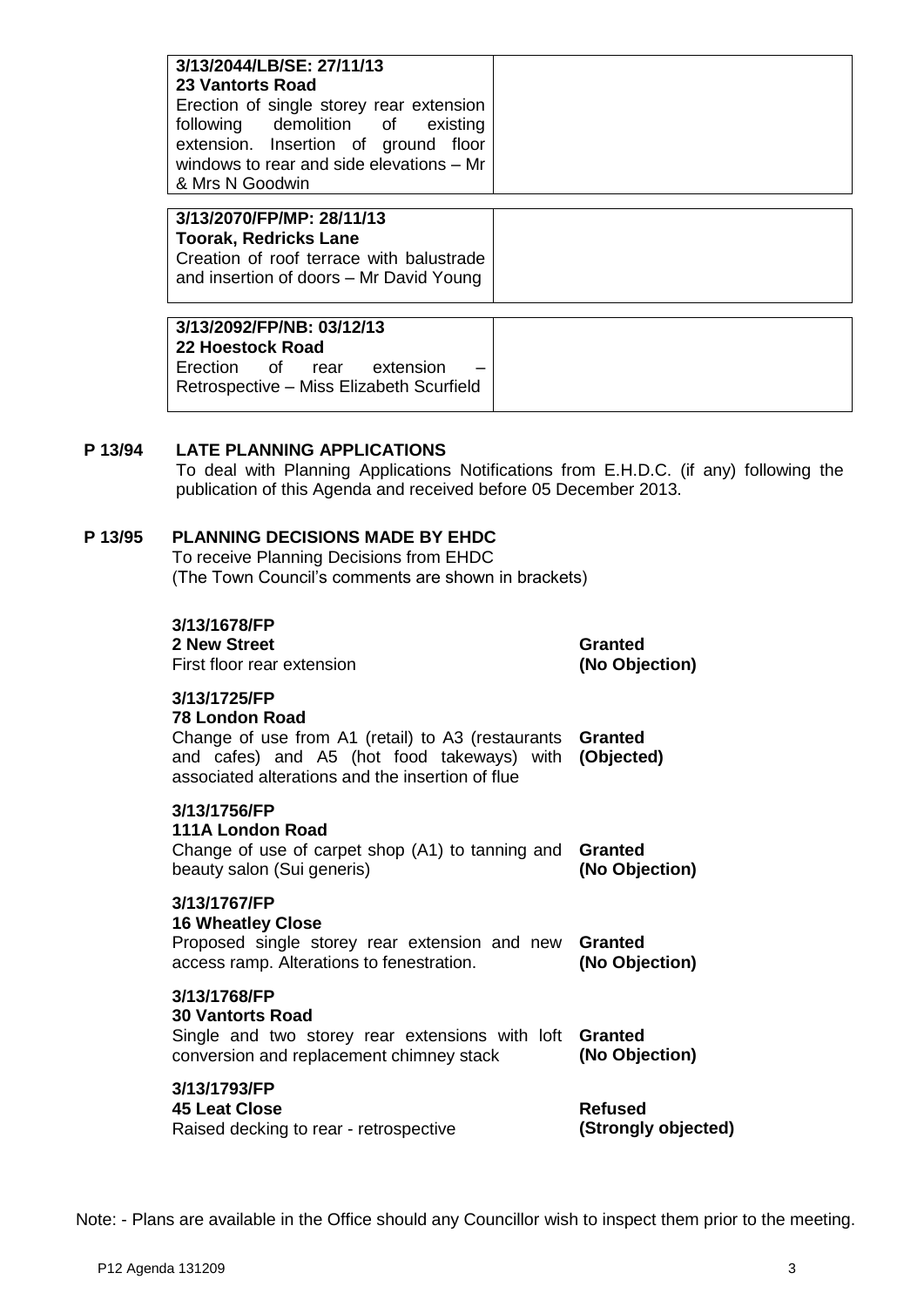| | |
|---|---|
| **3/13/2044/LB/SE: 27/11/13**<br>**23 Vantorts Road**<br>Erection of single storey rear extension following demolition of existing extension. Insertion of ground floor windows to rear and side elevations – Mr & Mrs N Goodwin | |

| | |
|---|---|
| **3/13/2070/FP/MP: 28/11/13**<br>**Toorak, Redricks Lane**<br>Creation of roof terrace with balustrade and insertion of doors – Mr David Young | |

| | |
|---|---|
| **3/13/2092/FP/NB: 03/12/13**<br>**22 Hoestock Road**<br>Erection of rear extension – Retrospective – Miss Elizabeth Scurfield | |

**P 13/94 LATE PLANNING APPLICATIONS**

To deal with Planning Applications Notifications from E.H.D.C. (if any) following the publication of this Agenda and received before 05 December 2013.

**P 13/95 PLANNING DECISIONS MADE BY EHDC**

To receive Planning Decisions from EHDC
(The Town Council's comments are shown in brackets)

| | |
|---|---|
| **3/13/1678/FP**<br>**2 New Street**<br>First floor rear extension | **Granted**<br>**(No Objection)** |
| **3/13/1725/FP**<br>**78 London Road**<br>Change of use from A1 (retail) to A3 (restaurants and cafes) and A5 (hot food takeways) with associated alterations and the insertion of flue | **Granted**<br>**(Objected)** |
| **3/13/1756/FP**<br>**111A London Road**<br>Change of use of carpet shop (A1) to tanning and beauty salon (Sui generis) | **Granted**<br>**(No Objection)** |
| **3/13/1767/FP**<br>**16 Wheatley Close**<br>Proposed single storey rear extension and new access ramp. Alterations to fenestration. | **Granted**<br>**(No Objection)** |
| **3/13/1768/FP**<br>**30 Vantorts Road**<br>Single and two storey rear extensions with loft conversion and replacement chimney stack | **Granted**<br>**(No Objection)** |
| **3/13/1793/FP**<br>**45 Leat Close**<br>Raised decking to rear - retrospective | **Refused**<br>**(Strongly objected)** |

Note: - Plans are available in the Office should any Councillor wish to inspect them prior to the meeting.